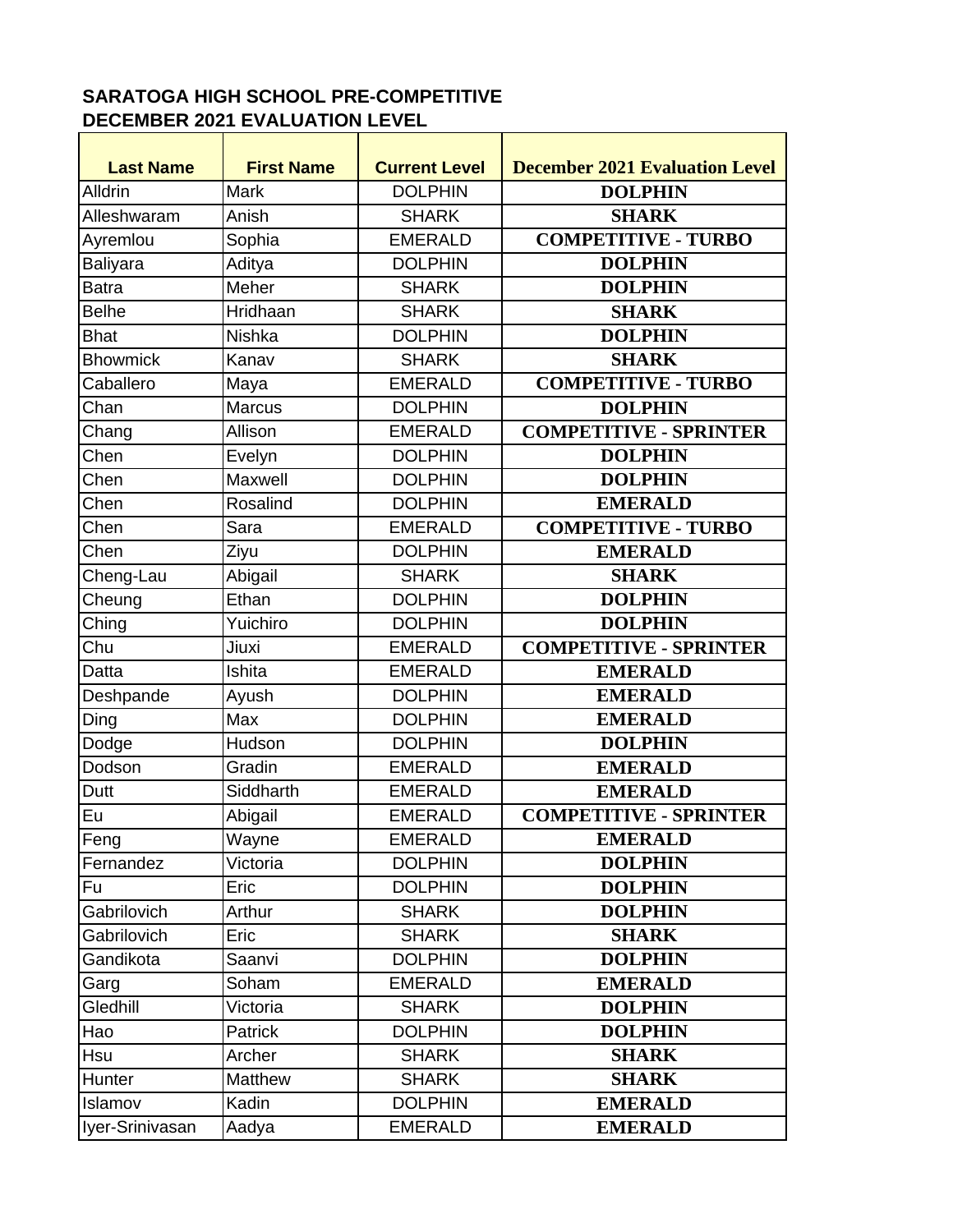**SARATOGA HIGH SCHOOL PRE-COMPETITIVE**
**DECEMBER 2021 EVALUATION LEVEL**

| Last Name | First Name | Current Level | December 2021 Evaluation Level |
|---|---|---|---|
| Alldrin | Mark | DOLPHIN | **DOLPHIN** |
| Alleshwaram | Anish | SHARK | **SHARK** |
| Ayremlou | Sophia | EMERALD | **COMPETITIVE - TURBO** |
| Baliyara | Aditya | DOLPHIN | **DOLPHIN** |
| Batra | Meher | SHARK | **DOLPHIN** |
| Belhe | Hridhaan | SHARK | **SHARK** |
| Bhat | Nishka | DOLPHIN | **DOLPHIN** |
| Bhowmick | Kanav | SHARK | **SHARK** |
| Caballero | Maya | EMERALD | **COMPETITIVE - TURBO** |
| Chan | Marcus | DOLPHIN | **DOLPHIN** |
| Chang | Allison | EMERALD | **COMPETITIVE - SPRINTER** |
| Chen | Evelyn | DOLPHIN | **DOLPHIN** |
| Chen | Maxwell | DOLPHIN | **DOLPHIN** |
| Chen | Rosalind | DOLPHIN | **EMERALD** |
| Chen | Sara | EMERALD | **COMPETITIVE - TURBO** |
| Chen | Ziyu | DOLPHIN | **EMERALD** |
| Cheng-Lau | Abigail | SHARK | **SHARK** |
| Cheung | Ethan | DOLPHIN | **DOLPHIN** |
| Ching | Yuichiro | DOLPHIN | **DOLPHIN** |
| Chu | Jiuxi | EMERALD | **COMPETITIVE - SPRINTER** |
| Datta | Ishita | EMERALD | **EMERALD** |
| Deshpande | Ayush | DOLPHIN | **EMERALD** |
| Ding | Max | DOLPHIN | **EMERALD** |
| Dodge | Hudson | DOLPHIN | **DOLPHIN** |
| Dodson | Gradin | EMERALD | **EMERALD** |
| Dutt | Siddharth | EMERALD | **EMERALD** |
| Eu | Abigail | EMERALD | **COMPETITIVE - SPRINTER** |
| Feng | Wayne | EMERALD | **EMERALD** |
| Fernandez | Victoria | DOLPHIN | **DOLPHIN** |
| Fu | Eric | DOLPHIN | **DOLPHIN** |
| Gabrilovich | Arthur | SHARK | **DOLPHIN** |
| Gabrilovich | Eric | SHARK | **SHARK** |
| Gandikota | Saanvi | DOLPHIN | **DOLPHIN** |
| Garg | Soham | EMERALD | **EMERALD** |
| Gledhill | Victoria | SHARK | **DOLPHIN** |
| Hao | Patrick | DOLPHIN | **DOLPHIN** |
| Hsu | Archer | SHARK | **SHARK** |
| Hunter | Matthew | SHARK | **SHARK** |
| Islamov | Kadin | DOLPHIN | **EMERALD** |
| Iyer-Srinivasan | Aadya | EMERALD | **EMERALD** |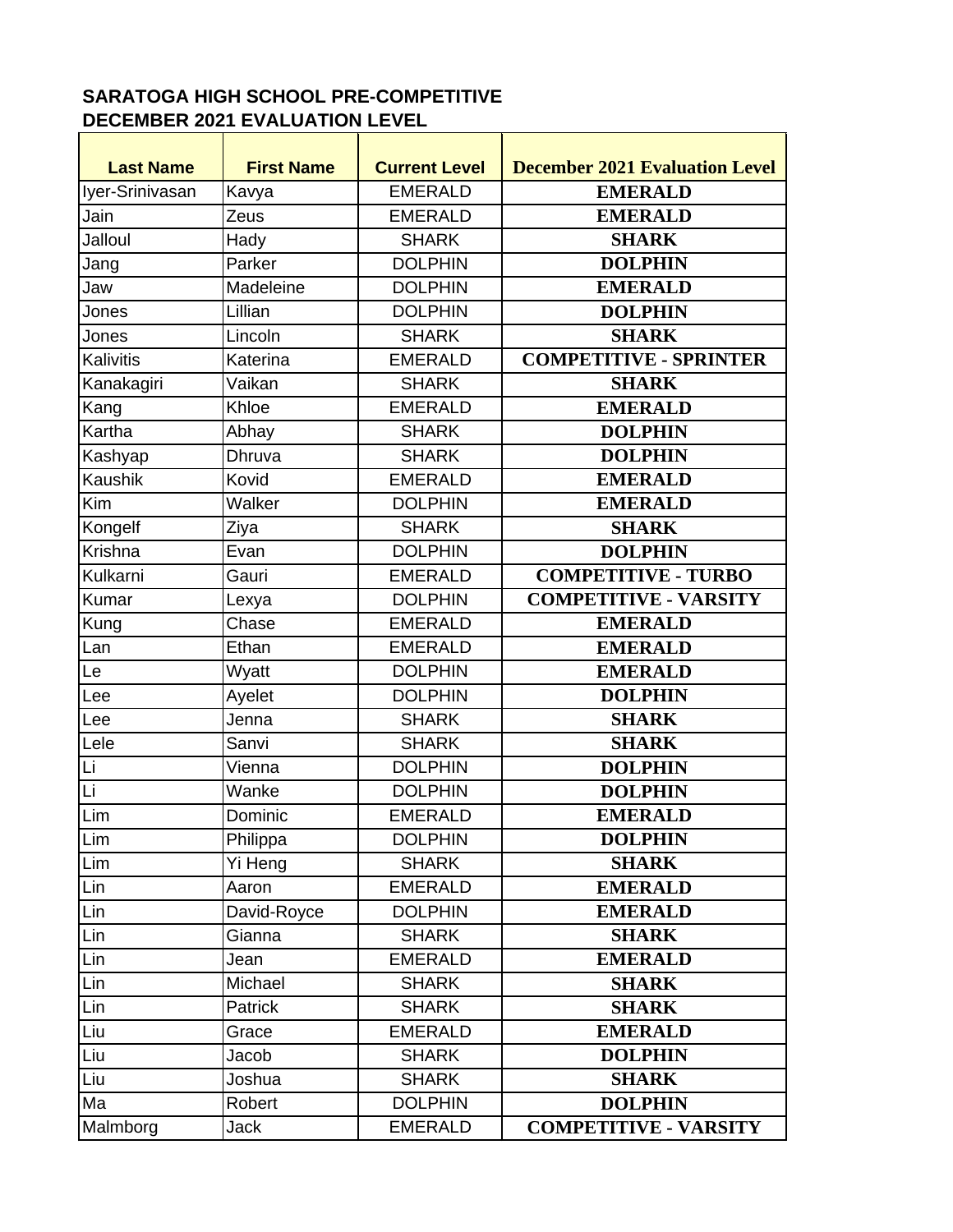**SARATOGA HIGH SCHOOL PRE-COMPETITIVE**
**DECEMBER 2021 EVALUATION LEVEL**

| Last Name | First Name | Current Level | December 2021 Evaluation Level |
|---|---|---|---|
| Iyer-Srinivasan | Kavya | EMERALD | **EMERALD** |
| Jain | Zeus | EMERALD | **EMERALD** |
| Jalloul | Hady | SHARK | **SHARK** |
| Jang | Parker | DOLPHIN | **DOLPHIN** |
| Jaw | Madeleine | DOLPHIN | **EMERALD** |
| Jones | Lillian | DOLPHIN | **DOLPHIN** |
| Jones | Lincoln | SHARK | **SHARK** |
| Kalivitis | Katerina | EMERALD | **COMPETITIVE - SPRINTER** |
| Kanakagiri | Vaikan | SHARK | **SHARK** |
| Kang | Khloe | EMERALD | **EMERALD** |
| Kartha | Abhay | SHARK | **DOLPHIN** |
| Kashyap | Dhruva | SHARK | **DOLPHIN** |
| Kaushik | Kovid | EMERALD | **EMERALD** |
| Kim | Walker | DOLPHIN | **EMERALD** |
| Kongelf | Ziya | SHARK | **SHARK** |
| Krishna | Evan | DOLPHIN | **DOLPHIN** |
| Kulkarni | Gauri | EMERALD | **COMPETITIVE - TURBO** |
| Kumar | Lexya | DOLPHIN | **COMPETITIVE - VARSITY** |
| Kung | Chase | EMERALD | **EMERALD** |
| Lan | Ethan | EMERALD | **EMERALD** |
| Le | Wyatt | DOLPHIN | **EMERALD** |
| Lee | Ayelet | DOLPHIN | **DOLPHIN** |
| Lee | Jenna | SHARK | **SHARK** |
| Lele | Sanvi | SHARK | **SHARK** |
| Li | Vienna | DOLPHIN | **DOLPHIN** |
| Li | Wanke | DOLPHIN | **DOLPHIN** |
| Lim | Dominic | EMERALD | **EMERALD** |
| Lim | Philippa | DOLPHIN | **DOLPHIN** |
| Lim | Yi Heng | SHARK | **SHARK** |
| Lin | Aaron | EMERALD | **EMERALD** |
| Lin | David-Royce | DOLPHIN | **EMERALD** |
| Lin | Gianna | SHARK | **SHARK** |
| Lin | Jean | EMERALD | **EMERALD** |
| Lin | Michael | SHARK | **SHARK** |
| Lin | Patrick | SHARK | **SHARK** |
| Liu | Grace | EMERALD | **EMERALD** |
| Liu | Jacob | SHARK | **DOLPHIN** |
| Liu | Joshua | SHARK | **SHARK** |
| Ma | Robert | DOLPHIN | **DOLPHIN** |
| Malmborg | Jack | EMERALD | **COMPETITIVE - VARSITY** |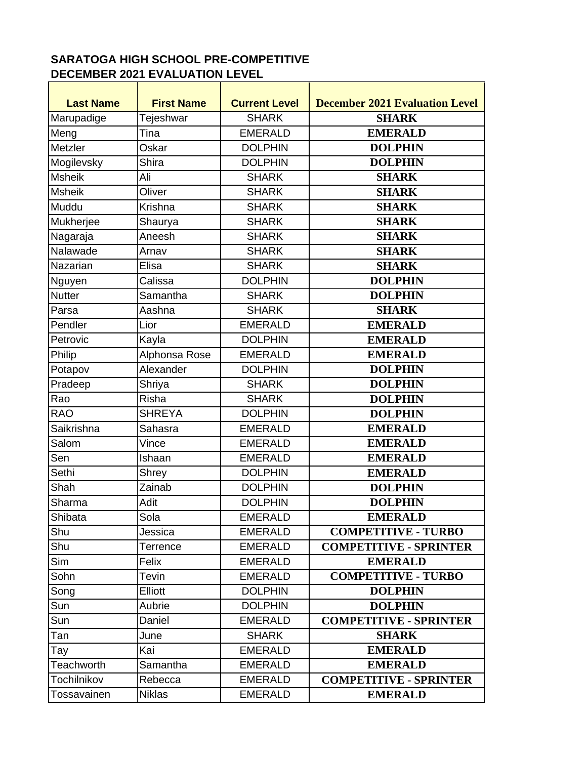**SARATOGA HIGH SCHOOL PRE-COMPETITIVE**
**DECEMBER 2021 EVALUATION LEVEL**

| Last Name | First Name | Current Level | December 2021 Evaluation Level |
|---|---|---|---|
| Marupadige | Tejeshwar | SHARK | **SHARK** |
| Meng | Tina | EMERALD | **EMERALD** |
| Metzler | Oskar | DOLPHIN | **DOLPHIN** |
| Mogilevsky | Shira | DOLPHIN | **DOLPHIN** |
| Msheik | Ali | SHARK | **SHARK** |
| Msheik | Oliver | SHARK | **SHARK** |
| Muddu | Krishna | SHARK | **SHARK** |
| Mukherjee | Shaurya | SHARK | **SHARK** |
| Nagaraja | Aneesh | SHARK | **SHARK** |
| Nalawade | Arnav | SHARK | **SHARK** |
| Nazarian | Elisa | SHARK | **SHARK** |
| Nguyen | Calissa | DOLPHIN | **DOLPHIN** |
| Nutter | Samantha | SHARK | **DOLPHIN** |
| Parsa | Aashna | SHARK | **SHARK** |
| Pendler | Lior | EMERALD | **EMERALD** |
| Petrovic | Kayla | DOLPHIN | **EMERALD** |
| Philip | Alphonsa Rose | EMERALD | **EMERALD** |
| Potapov | Alexander | DOLPHIN | **DOLPHIN** |
| Pradeep | Shriya | SHARK | **DOLPHIN** |
| Rao | Risha | SHARK | **DOLPHIN** |
| RAO | SHREYA | DOLPHIN | **DOLPHIN** |
| Saikrishna | Sahasra | EMERALD | **EMERALD** |
| Salom | Vince | EMERALD | **EMERALD** |
| Sen | Ishaan | EMERALD | **EMERALD** |
| Sethi | Shrey | DOLPHIN | **EMERALD** |
| Shah | Zainab | DOLPHIN | **DOLPHIN** |
| Sharma | Adit | DOLPHIN | **DOLPHIN** |
| Shibata | Sola | EMERALD | **EMERALD** |
| Shu | Jessica | EMERALD | **COMPETITIVE - TURBO** |
| Shu | Terrence | EMERALD | **COMPETITIVE - SPRINTER** |
| Sim | Felix | EMERALD | **EMERALD** |
| Sohn | Tevin | EMERALD | **COMPETITIVE - TURBO** |
| Song | Elliott | DOLPHIN | **DOLPHIN** |
| Sun | Aubrie | DOLPHIN | **DOLPHIN** |
| Sun | Daniel | EMERALD | **COMPETITIVE - SPRINTER** |
| Tan | June | SHARK | **SHARK** |
| Tay | Kai | EMERALD | **EMERALD** |
| Teachworth | Samantha | EMERALD | **EMERALD** |
| Tochilnikov | Rebecca | EMERALD | **COMPETITIVE - SPRINTER** |
| Tossavainen | Niklas | EMERALD | **EMERALD** |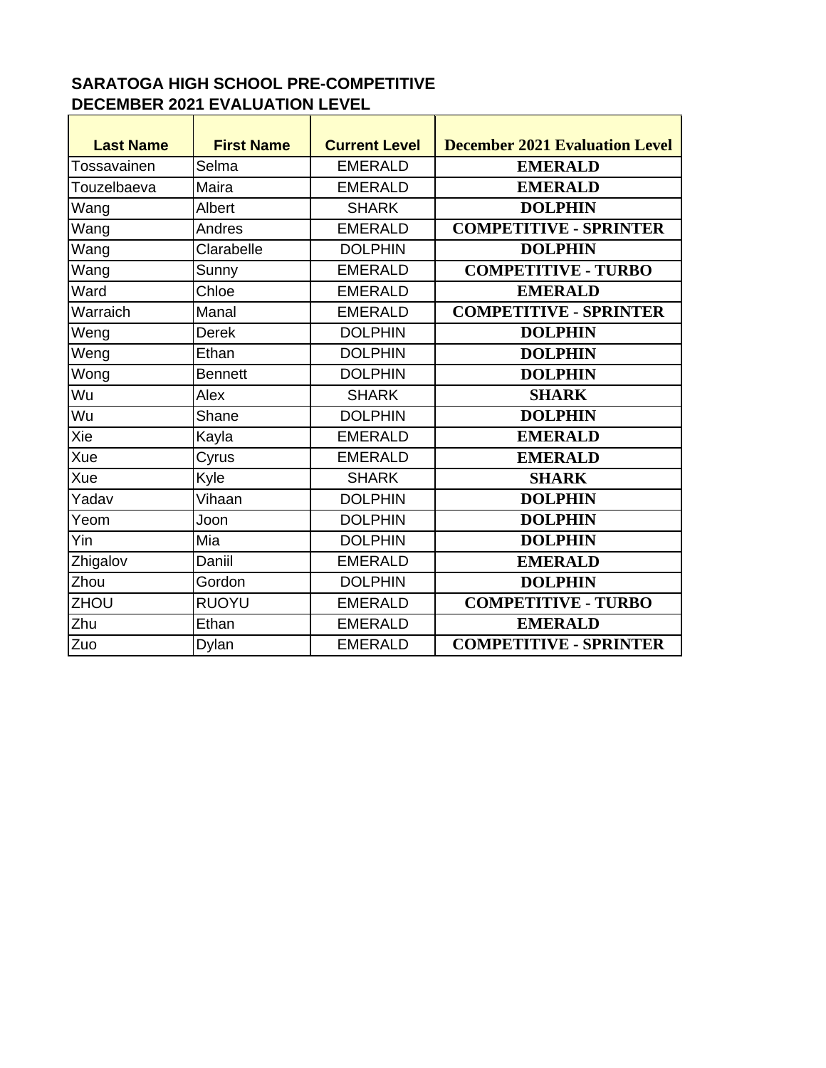**SARATOGA HIGH SCHOOL PRE-COMPETITIVE**
**DECEMBER 2021 EVALUATION LEVEL**

| Last Name | First Name | Current Level | December 2021 Evaluation Level |
|---|---|---|---|
| Tossavainen | Selma | EMERALD | **EMERALD** |
| Touzelbaeva | Maira | EMERALD | **EMERALD** |
| Wang | Albert | SHARK | **DOLPHIN** |
| Wang | Andres | EMERALD | **COMPETITIVE - SPRINTER** |
| Wang | Clarabelle | DOLPHIN | **DOLPHIN** |
| Wang | Sunny | EMERALD | **COMPETITIVE - TURBO** |
| Ward | Chloe | EMERALD | **EMERALD** |
| Warraich | Manal | EMERALD | **COMPETITIVE - SPRINTER** |
| Weng | Derek | DOLPHIN | **DOLPHIN** |
| Weng | Ethan | DOLPHIN | **DOLPHIN** |
| Wong | Bennett | DOLPHIN | **DOLPHIN** |
| Wu | Alex | SHARK | **SHARK** |
| Wu | Shane | DOLPHIN | **DOLPHIN** |
| Xie | Kayla | EMERALD | **EMERALD** |
| Xue | Cyrus | EMERALD | **EMERALD** |
| Xue | Kyle | SHARK | **SHARK** |
| Yadav | Vihaan | DOLPHIN | **DOLPHIN** |
| Yeom | Joon | DOLPHIN | **DOLPHIN** |
| Yin | Mia | DOLPHIN | **DOLPHIN** |
| Zhigalov | Daniil | EMERALD | **EMERALD** |
| Zhou | Gordon | DOLPHIN | **DOLPHIN** |
| ZHOU | RUOYU | EMERALD | **COMPETITIVE - TURBO** |
| Zhu | Ethan | EMERALD | **EMERALD** |
| Zuo | Dylan | EMERALD | **COMPETITIVE - SPRINTER** |